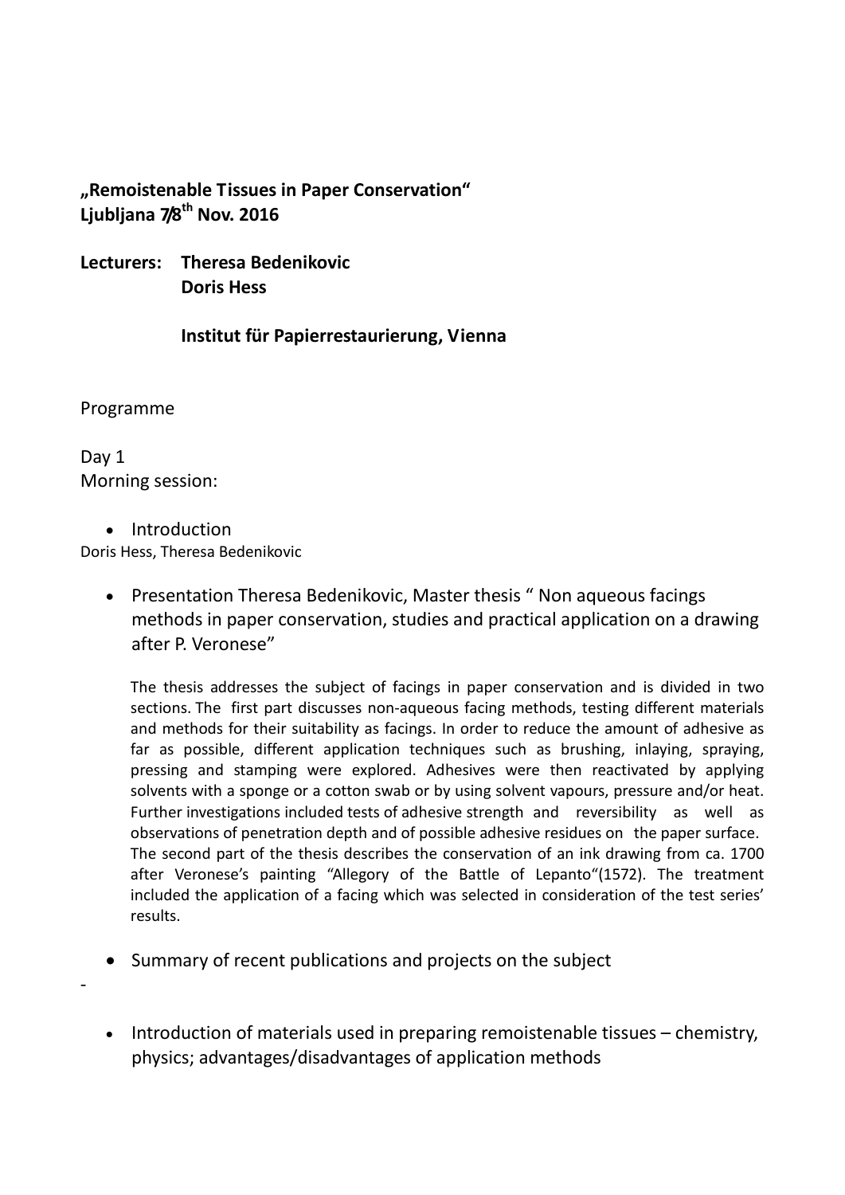**„Remoistenable Tissues in Paper Conservation“**
**Ljubljana 7/8th Nov. 2016**

**Lecturers: Theresa Bedenikovic**
**Doris Hess**

**Institut für Papierrestaurierung, Vienna**

Programme

Day 1
Morning session:

- Introduction

Doris Hess, Theresa Bedenikovic

- Presentation Theresa Bedenikovic, Master thesis " Non aqueous facings methods in paper conservation, studies and practical application on a drawing after P. Veronese"

  The thesis addresses the subject of facings in paper conservation and is divided in two sections. The first part discusses non-aqueous facing methods, testing different materials and methods for their suitability as facings. In order to reduce the amount of adhesive as far as possible, different application techniques such as brushing, inlaying, spraying, pressing and stamping were explored. Adhesives were then reactivated by applying solvents with a sponge or a cotton swab or by using solvent vapours, pressure and/or heat. Further investigations included tests of adhesive strength and reversibility as well as observations of penetration depth and of possible adhesive residues on the paper surface. The second part of the thesis describes the conservation of an ink drawing from ca. 1700 after Veronese's painting "Allegory of the Battle of Lepanto"(1572). The treatment included the application of a facing which was selected in consideration of the test series' results.

- Summary of recent publications and projects on the subject

-

- Introduction of materials used in preparing remoistenable tissues – chemistry, physics; advantages/disadvantages of application methods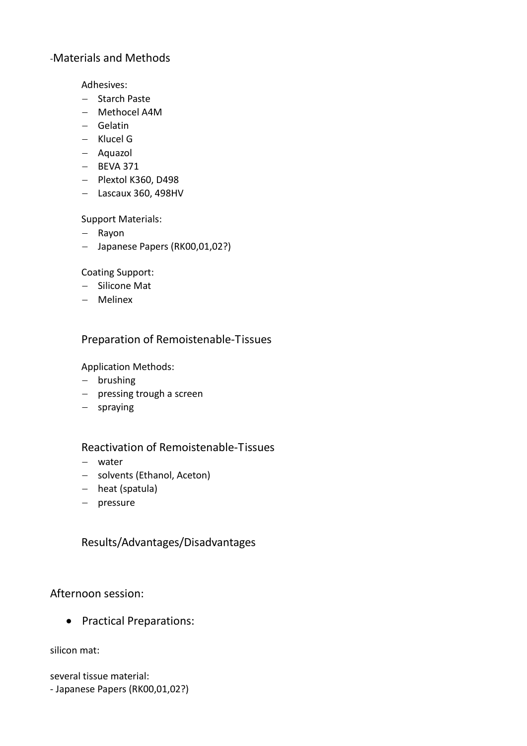## -Materials and Methods

Adhesives:

- Starch Paste
- Methocel A4M
- Gelatin
- Klucel G
- Aquazol
- BEVA 371
- Plextol K360, D498
- Lascaux 360, 498HV

Support Materials:

- Rayon
- Japanese Papers (RK00,01,02?)

Coating Support:

- Silicone Mat
- Melinex

### Preparation of Remoistenable-Tissues

Application Methods:

- brushing
- pressing trough a screen
- spraying

### Reactivation of Remoistenable-Tissues

- water
- solvents (Ethanol, Aceton)
- heat (spatula)
- pressure

### Results/Advantages/Disadvantages

## Afternoon session:

- Practical Preparations:

silicon mat:

several tissue material:
- Japanese Papers (RK00,01,02?)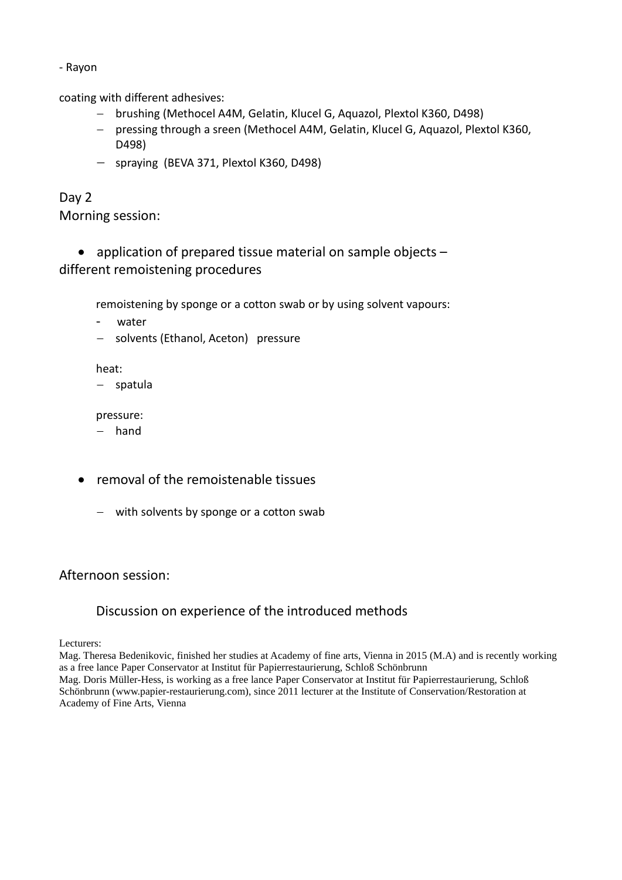- Rayon

coating with different adhesives:

- brushing (Methocel A4M, Gelatin, Klucel G, Aquazol, Plextol K360, D498)
- pressing through a sreen (Methocel A4M, Gelatin, Klucel G, Aquazol, Plextol K360, D498)
- spraying (BEVA 371, Plextol K360, D498)

## Day 2

## Morning session:

- application of prepared tissue material on sample objects – different remoistening procedures

  remoistening by sponge or a cotton swab or by using solvent vapours:

  - water
  - solvents (Ethanol, Aceton) pressure

  heat:

  - spatula

  pressure:

  - hand

- removal of the remoistenable tissues

  - with solvents by sponge or a cotton swab

## Afternoon session:

Discussion on experience of the introduced methods

Lecturers:

Mag. Theresa Bedenikovic, finished her studies at Academy of fine arts, Vienna in 2015 (M.A) and is recently working as a free lance Paper Conservator at Institut für Papierrestaurierung, Schloß Schönbrunn

Mag. Doris Müller-Hess, is working as a free lance Paper Conservator at Institut für Papierrestaurierung, Schloß Schönbrunn (www.papier-restaurierung.com), since 2011 lecturer at the Institute of Conservation/Restoration at Academy of Fine Arts, Vienna